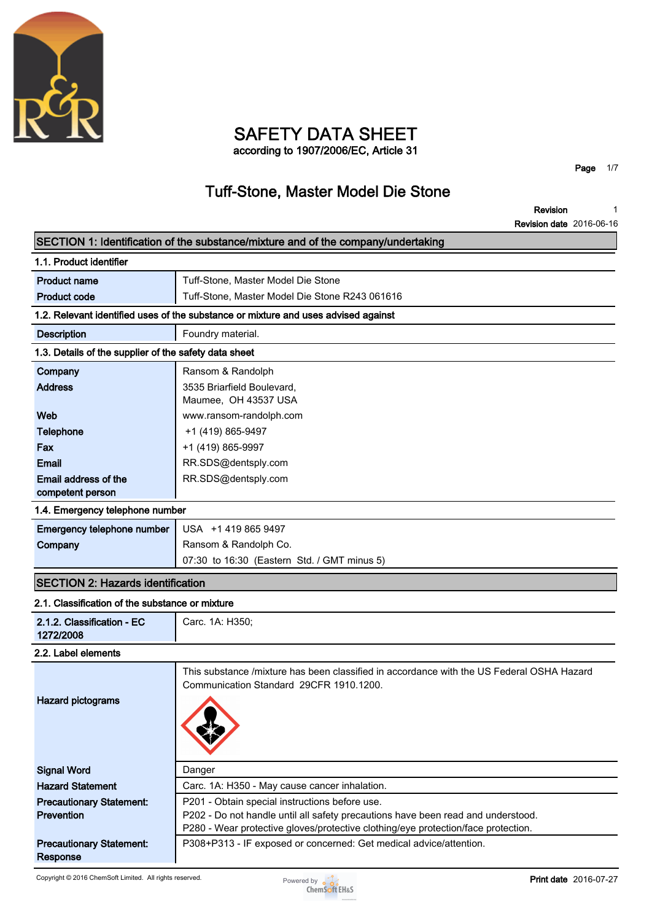# SAFETY DATA SHEET

according to 1907/2006/EC, Article 31

## Tuff-Stone, Master Model Die Stone

**Revision** 1
**Revision date** 2016-06-16

## SECTION 1: Identification of the substance/mixture and of the company/undertaking

### 1.1. Product identifier

| | |
|---|---|
| **Product name** | Tuff-Stone, Master Model Die Stone |
| **Product code** | Tuff-Stone, Master Model Die Stone R243 061616 |

### 1.2. Relevant identified uses of the substance or mixture and uses advised against

| | |
|---|---|
| **Description** | Foundry material. |

### 1.3. Details of the supplier of the safety data sheet

| | |
|---|---|
| **Company** | Ransom & Randolph |
| **Address** | 3535 Briarfield Boulevard, Maumee, OH 43537 USA |
| **Web** | www.ransom-randolph.com |
| **Telephone** | +1 (419) 865-9497 |
| **Fax** | +1 (419) 865-9997 |
| **Email** | RR.SDS@dentsply.com |
| **Email address of the competent person** | RR.SDS@dentsply.com |

### 1.4. Emergency telephone number

| | |
|---|---|
| **Emergency telephone number** | USA +1 419 865 9497 |
| **Company** | Ransom & Randolph Co. |
| | 07:30 to 16:30 (Eastern Std. / GMT minus 5) |

## SECTION 2: Hazards identification

### 2.1. Classification of the substance or mixture

| | |
|---|---|
| **2.1.2. Classification - EC 1272/2008** | Carc. 1A: H350; |

### 2.2. Label elements

| | |
|---|---|
| **Hazard pictograms** | This substance /mixture has been classified in accordance with the US Federal OSHA Hazard Communication Standard 29CFR 1910.1200. |
| **Signal Word** | Danger |
| **Hazard Statement** | Carc. 1A: H350 - May cause cancer inhalation. |
| **Precautionary Statement: Prevention** | P201 - Obtain special instructions before use.<br>P202 - Do not handle until all safety precautions have been read and understood.<br>P280 - Wear protective gloves/protective clothing/eye protection/face protection. |
| **Precautionary Statement: Response** | P308+P313 - IF exposed or concerned: Get medical advice/attention. |

Copyright © 2016 ChemSoft Limited. All rights reserved.

**Print date** 2016-07-27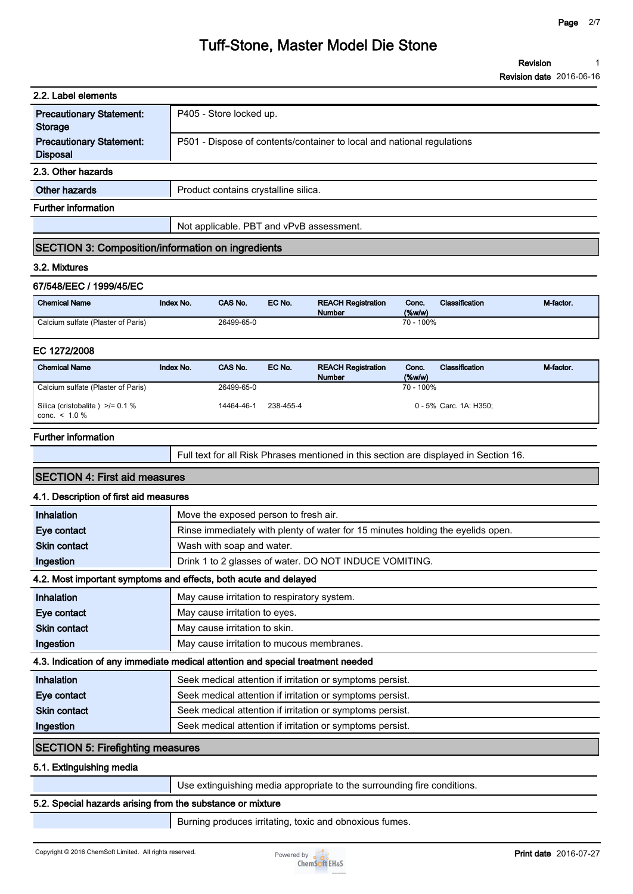### 2.2. Label elements

| | |
|---|---|
| **Precautionary Statement: Storage** | P405 - Store locked up. |
| **Precautionary Statement: Disposal** | P501 - Dispose of contents/container to local and national regulations |

### 2.3. Other hazards

| | |
|---|---|
| **Other hazards** | Product contains crystalline silica. |

**Further information**

Not applicable. PBT and vPvB assessment.

## SECTION 3: Composition/information on ingredients

### 3.2. Mixtures

**67/548/EEC / 1999/45/EC**

| Chemical Name | Index No. | CAS No. | EC No. | REACH Registration Number | Conc. (%w/w) | Classification | M-factor. |
|---|---|---|---|---|---|---|---|
| Calcium sulfate (Plaster of Paris) | | 26499-65-0 | | | 70 - 100% | | |

**EC 1272/2008**

| Chemical Name | Index No. | CAS No. | EC No. | REACH Registration Number | Conc. (%w/w) | Classification | M-factor. |
|---|---|---|---|---|---|---|---|
| Calcium sulfate (Plaster of Paris) | | 26499-65-0 | | | 70 - 100% | | |
| Silica (cristobalite ) >/= 0.1 % conc. < 1.0 % | | 14464-46-1 | 238-455-4 | | 0 - 5% | Carc. 1A: H350; | |

**Further information**

Full text for all Risk Phrases mentioned in this section are displayed in Section 16.

## SECTION 4: First aid measures

### 4.1. Description of first aid measures

| | |
|---|---|
| **Inhalation** | Move the exposed person to fresh air. |
| **Eye contact** | Rinse immediately with plenty of water for 15 minutes holding the eyelids open. |
| **Skin contact** | Wash with soap and water. |
| **Ingestion** | Drink 1 to 2 glasses of water. DO NOT INDUCE VOMITING. |

### 4.2. Most important symptoms and effects, both acute and delayed

| | |
|---|---|
| **Inhalation** | May cause irritation to respiratory system. |
| **Eye contact** | May cause irritation to eyes. |
| **Skin contact** | May cause irritation to skin. |
| **Ingestion** | May cause irritation to mucous membranes. |

### 4.3. Indication of any immediate medical attention and special treatment needed

| | |
|---|---|
| **Inhalation** | Seek medical attention if irritation or symptoms persist. |
| **Eye contact** | Seek medical attention if irritation or symptoms persist. |
| **Skin contact** | Seek medical attention if irritation or symptoms persist. |
| **Ingestion** | Seek medical attention if irritation or symptoms persist. |

## SECTION 5: Firefighting measures

### 5.1. Extinguishing media

Use extinguishing media appropriate to the surrounding fire conditions.

### 5.2. Special hazards arising from the substance or mixture

Burning produces irritating, toxic and obnoxious fumes.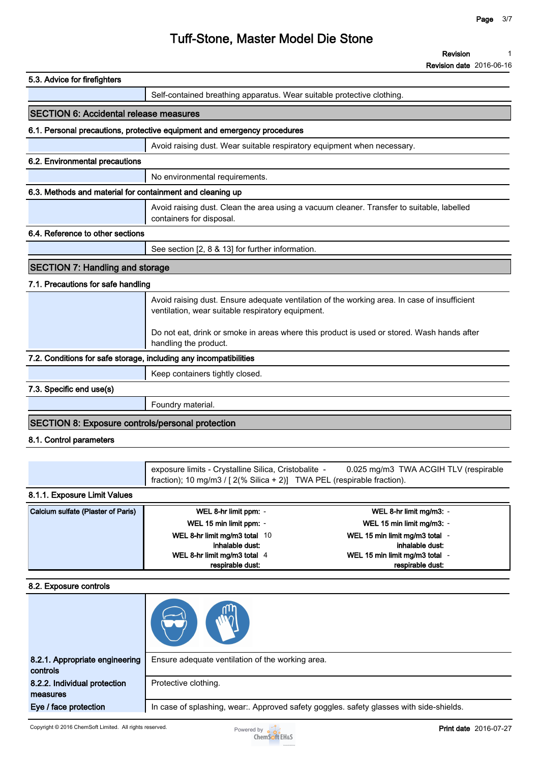### 5.3. Advice for firefighters

Self-contained breathing apparatus. Wear suitable protective clothing.

## SECTION 6: Accidental release measures

### 6.1. Personal precautions, protective equipment and emergency procedures

Avoid raising dust. Wear suitable respiratory equipment when necessary.

### 6.2. Environmental precautions

No environmental requirements.

### 6.3. Methods and material for containment and cleaning up

Avoid raising dust. Clean the area using a vacuum cleaner. Transfer to suitable, labelled containers for disposal.

### 6.4. Reference to other sections

See section [2, 8 & 13] for further information.

## SECTION 7: Handling and storage

### 7.1. Precautions for safe handling

Avoid raising dust. Ensure adequate ventilation of the working area. In case of insufficient ventilation, wear suitable respiratory equipment.

Do not eat, drink or smoke in areas where this product is used or stored. Wash hands after handling the product.

### 7.2. Conditions for safe storage, including any incompatibilities

Keep containers tightly closed.

### 7.3. Specific end use(s)

Foundry material.

## SECTION 8: Exposure controls/personal protection

### 8.1. Control parameters

exposure limits - Crystalline Silica, Cristobalite - 0.025 mg/m3 TWA ACGIH TLV (respirable fraction); 10 mg/m3 / [ 2(% Silica + 2)] TWA PEL (respirable fraction).

### 8.1.1. Exposure Limit Values

| Calcium sulfate (Plaster of Paris) | | | | |
|---|---|---|---|---|
| | WEL 8-hr limit ppm: | - | WEL 8-hr limit mg/m3: | - |
| | WEL 15 min limit ppm: | - | WEL 15 min limit mg/m3: | - |
| | WEL 8-hr limit mg/m3 total inhalable dust: | 10 | WEL 15 min limit mg/m3 total inhalable dust: | - |
| | WEL 8-hr limit mg/m3 total respirable dust: | 4 | WEL 15 min limit mg/m3 total respirable dust: | - |

### 8.2. Exposure controls

**8.2.1. Appropriate engineering controls**

Ensure adequate ventilation of the working area.

**8.2.2. Individual protection measures**

Protective clothing.

**Eye / face protection**

In case of splashing, wear:. Approved safety goggles. safety glasses with side-shields.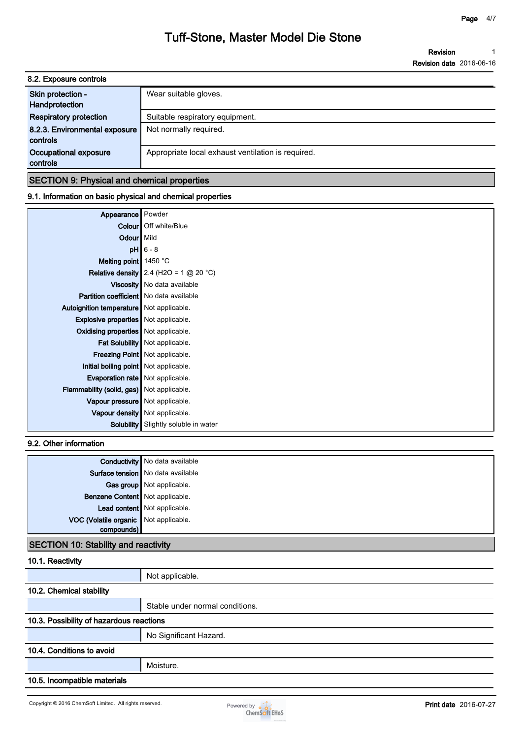## 8.2. Exposure controls

| | |
|---|---|
| Skin protection - Handprotection | Wear suitable gloves. |
| Respiratory protection | Suitable respiratory equipment. |
| 8.2.3. Environmental exposure controls | Not normally required. |
| Occupational exposure controls | Appropriate local exhaust ventilation is required. |

## SECTION 9: Physical and chemical properties

### 9.1. Information on basic physical and chemical properties

| | |
|---|---|
| Appearance | Powder |
| Colour | Off white/Blue |
| Odour | Mild |
| pH | 6 - 8 |
| Melting point | 1450 °C |
| Relative density | 2.4 ($H_2O$ = 1 @ 20 °C) |
| Viscosity | No data available |
| Partition coefficient | No data available |
| Autoignition temperature | Not applicable. |
| Explosive properties | Not applicable. |
| Oxidising properties | Not applicable. |
| Fat Solubility | Not applicable. |
| Freezing Point | Not applicable. |
| Initial boiling point | Not applicable. |
| Evaporation rate | Not applicable. |
| Flammability (solid, gas) | Not applicable. |
| Vapour pressure | Not applicable. |
| Vapour density | Not applicable. |
| Solubility | Slightly soluble in water |

### 9.2. Other information

| | |
|---|---|
| Conductivity | No data available |
| Surface tension | No data available |
| Gas group | Not applicable. |
| Benzene Content | Not applicable. |
| Lead content | Not applicable. |
| VOC (Volatile organic compounds) | Not applicable. |

## SECTION 10: Stability and reactivity

### 10.1. Reactivity

Not applicable.

### 10.2. Chemical stability

Stable under normal conditions.

### 10.3. Possibility of hazardous reactions

No Significant Hazard.

### 10.4. Conditions to avoid

Moisture.

### 10.5. Incompatible materials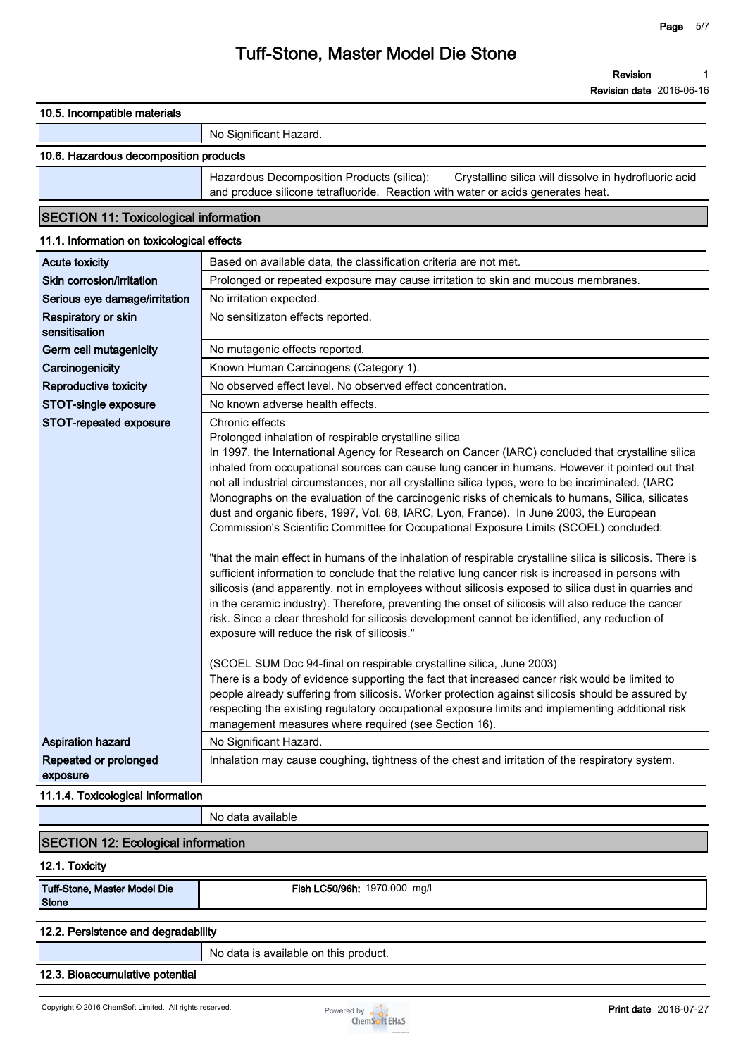#### 10.5. Incompatible materials

| | |
|---|---|
| | No Significant Hazard. |

#### 10.6. Hazardous decomposition products

| | |
|---|---|
| | Hazardous Decomposition Products (silica): Crystalline silica will dissolve in hydrofluoric acid and produce silicone tetrafluoride. Reaction with water or acids generates heat. |

## SECTION 11: Toxicological information

#### 11.1. Information on toxicological effects

| | |
|---|---|
| **Acute toxicity** | Based on available data, the classification criteria are not met. |
| **Skin corrosion/irritation** | Prolonged or repeated exposure may cause irritation to skin and mucous membranes. |
| **Serious eye damage/irritation** | No irritation expected. |
| **Respiratory or skin sensitisation** | No sensitizaton effects reported. |
| **Germ cell mutagenicity** | No mutagenic effects reported. |
| **Carcinogenicity** | Known Human Carcinogens (Category 1). |
| **Reproductive toxicity** | No observed effect level. No observed effect concentration. |
| **STOT-single exposure** | No known adverse health effects. |
| **STOT-repeated exposure** | Chronic effects<br>Prolonged inhalation of respirable crystalline silica<br>In 1997, the International Agency for Research on Cancer (IARC) concluded that crystalline silica inhaled from occupational sources can cause lung cancer in humans. However it pointed out that not all industrial circumstances, nor all crystalline silica types, were to be incriminated. (IARC Monographs on the evaluation of the carcinogenic risks of chemicals to humans, Silica, silicates dust and organic fibers, 1997, Vol. 68, IARC, Lyon, France). In June 2003, the European Commission's Scientific Committee for Occupational Exposure Limits (SCOEL) concluded:<br><br>"that the main effect in humans of the inhalation of respirable crystalline silica is silicosis. There is sufficient information to conclude that the relative lung cancer risk is increased in persons with silicosis (and apparently, not in employees without silicosis exposed to silica dust in quarries and in the ceramic industry). Therefore, preventing the onset of silicosis will also reduce the cancer risk. Since a clear threshold for silicosis development cannot be identified, any reduction of exposure will reduce the risk of silicosis."<br><br>(SCOEL SUM Doc 94-final on respirable crystalline silica, June 2003)<br>There is a body of evidence supporting the fact that increased cancer risk would be limited to people already suffering from silicosis. Worker protection against silicosis should be assured by respecting the existing regulatory occupational exposure limits and implementing additional risk management measures where required (see Section 16). |
| **Aspiration hazard** | No Significant Hazard. |
| **Repeated or prolonged exposure** | Inhalation may cause coughing, tightness of the chest and irritation of the respiratory system. |

#### 11.1.4. Toxicological Information

| | |
|---|---|
| | No data available |

## SECTION 12: Ecological information

#### 12.1. Toxicity

| | |
|---|---|
| **Tuff-Stone, Master Model Die Stone** | **Fish LC50/96h:** 1970.000 mg/l |

#### 12.2. Persistence and degradability

| | |
|---|---|
| | No data is available on this product. |

#### 12.3. Bioaccumulative potential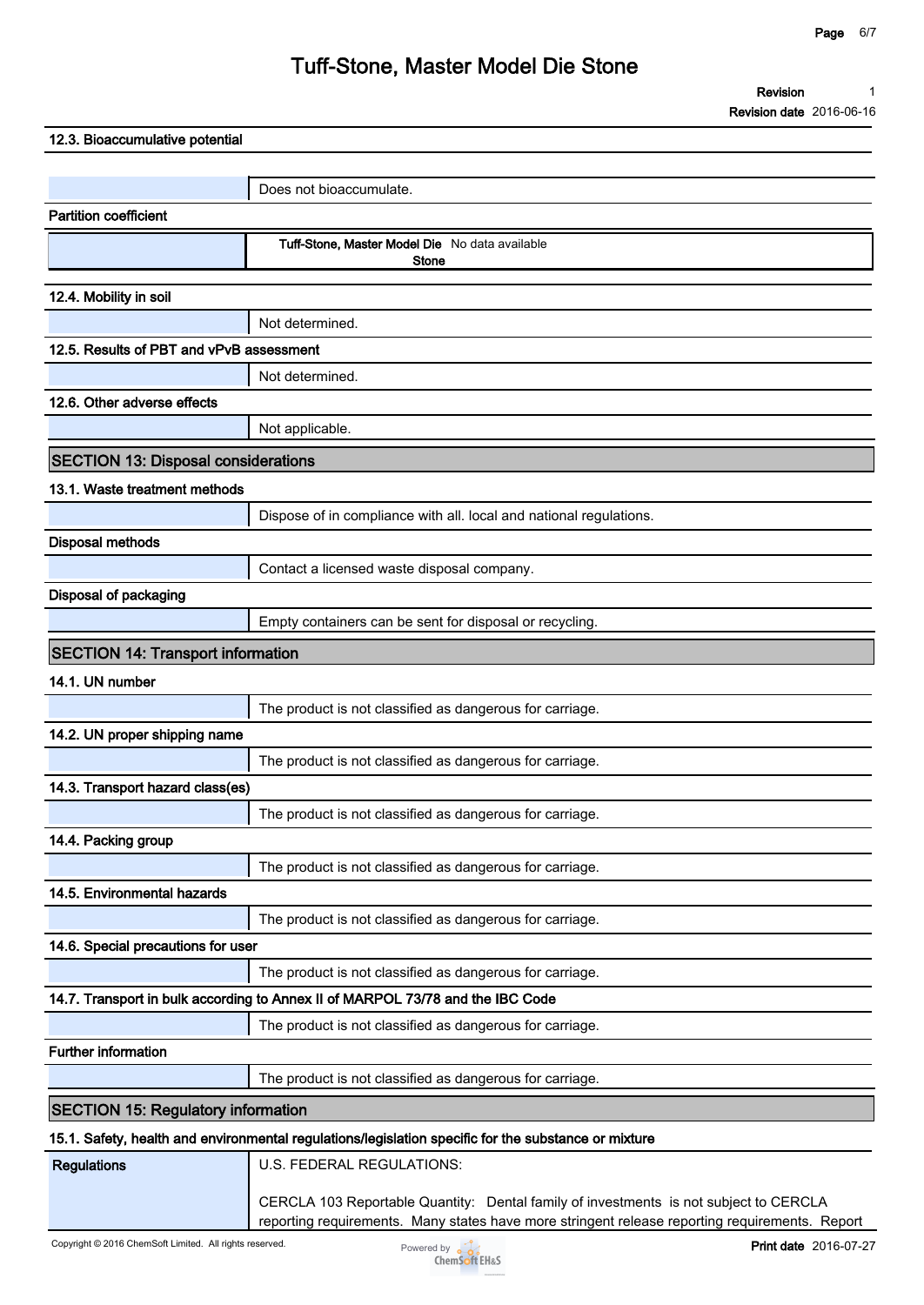### 12.3. Bioaccumulative potential

Does not bioaccumulate.

**Partition coefficient**

| | |
|---|---|
| **Tuff-Stone, Master Model Die Stone** | No data available |

### 12.4. Mobility in soil

Not determined.

### 12.5. Results of PBT and vPvB assessment

Not determined.

### 12.6. Other adverse effects

Not applicable.

## SECTION 13: Disposal considerations

### 13.1. Waste treatment methods

Dispose of in compliance with all. local and national regulations.

**Disposal methods**

Contact a licensed waste disposal company.

**Disposal of packaging**

Empty containers can be sent for disposal or recycling.

## SECTION 14: Transport information

### 14.1. UN number

The product is not classified as dangerous for carriage.

### 14.2. UN proper shipping name

The product is not classified as dangerous for carriage.

### 14.3. Transport hazard class(es)

The product is not classified as dangerous for carriage.

### 14.4. Packing group

The product is not classified as dangerous for carriage.

### 14.5. Environmental hazards

The product is not classified as dangerous for carriage.

### 14.6. Special precautions for user

The product is not classified as dangerous for carriage.

### 14.7. Transport in bulk according to Annex II of MARPOL 73/78 and the IBC Code

The product is not classified as dangerous for carriage.

**Further information**

The product is not classified as dangerous for carriage.

## SECTION 15: Regulatory information

### 15.1. Safety, health and environmental regulations/legislation specific for the substance or mixture

**Regulations**

U.S. FEDERAL REGULATIONS:

CERCLA 103 Reportable Quantity: Dental family of investments is not subject to CERCLA reporting requirements. Many states have more stringent release reporting requirements. Report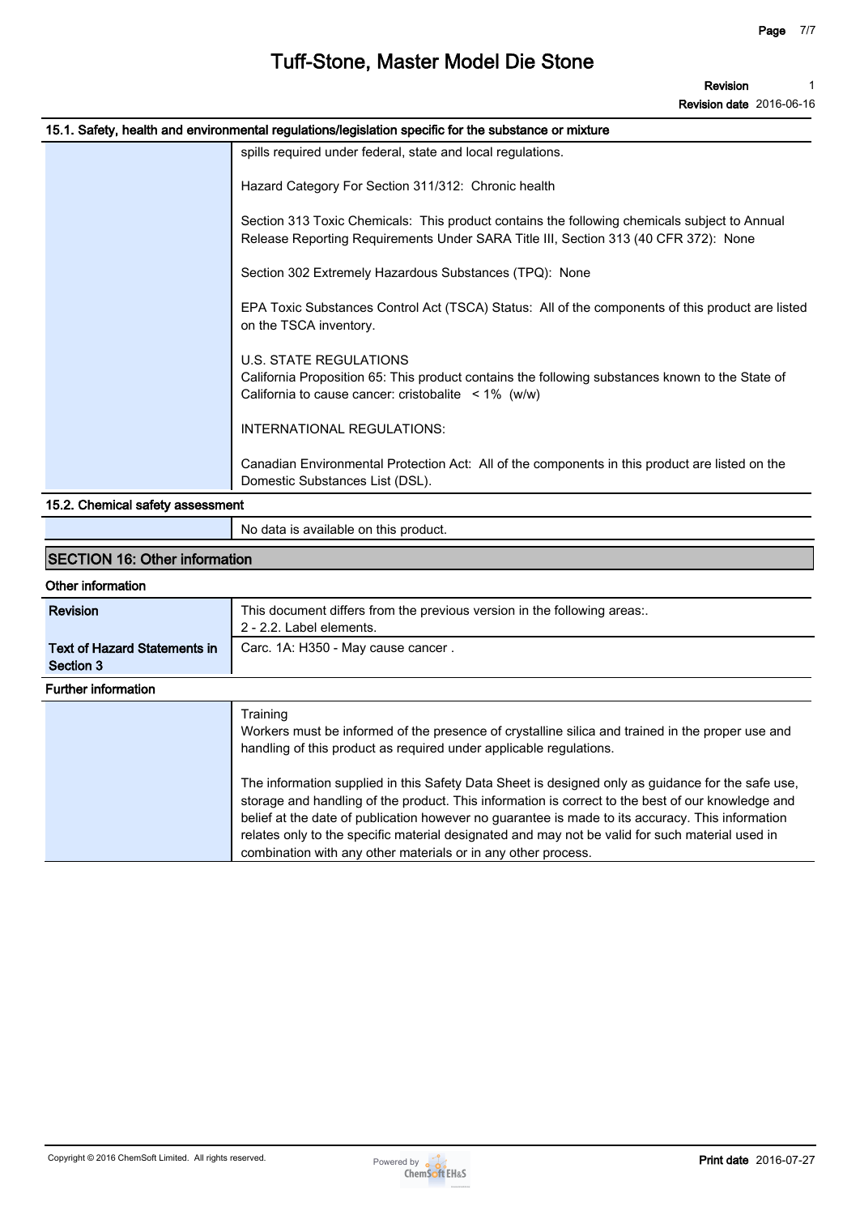### 15.1. Safety, health and environmental regulations/legislation specific for the substance or mixture

spills required under federal, state and local regulations.

Hazard Category For Section 311/312: Chronic health

Section 313 Toxic Chemicals: This product contains the following chemicals subject to Annual Release Reporting Requirements Under SARA Title III, Section 313 (40 CFR 372): None

Section 302 Extremely Hazardous Substances (TPQ): None

EPA Toxic Substances Control Act (TSCA) Status: All of the components of this product are listed on the TSCA inventory.

U.S. STATE REGULATIONS
California Proposition 65: This product contains the following substances known to the State of California to cause cancer: cristobalite < 1% (w/w)

INTERNATIONAL REGULATIONS:

Canadian Environmental Protection Act: All of the components in this product are listed on the Domestic Substances List (DSL).

### 15.2. Chemical safety assessment

No data is available on this product.

## SECTION 16: Other information

### Other information

| | |
|---|---|
| **Revision** | This document differs from the previous version in the following areas:.<br>2 - 2.2. Label elements. |
| **Text of Hazard Statements in Section 3** | Carc. 1A: H350 - May cause cancer . |

### Further information

Training
Workers must be informed of the presence of crystalline silica and trained in the proper use and handling of this product as required under applicable regulations.

The information supplied in this Safety Data Sheet is designed only as guidance for the safe use, storage and handling of the product. This information is correct to the best of our knowledge and belief at the date of publication however no guarantee is made to its accuracy. This information relates only to the specific material designated and may not be valid for such material used in combination with any other materials or in any other process.